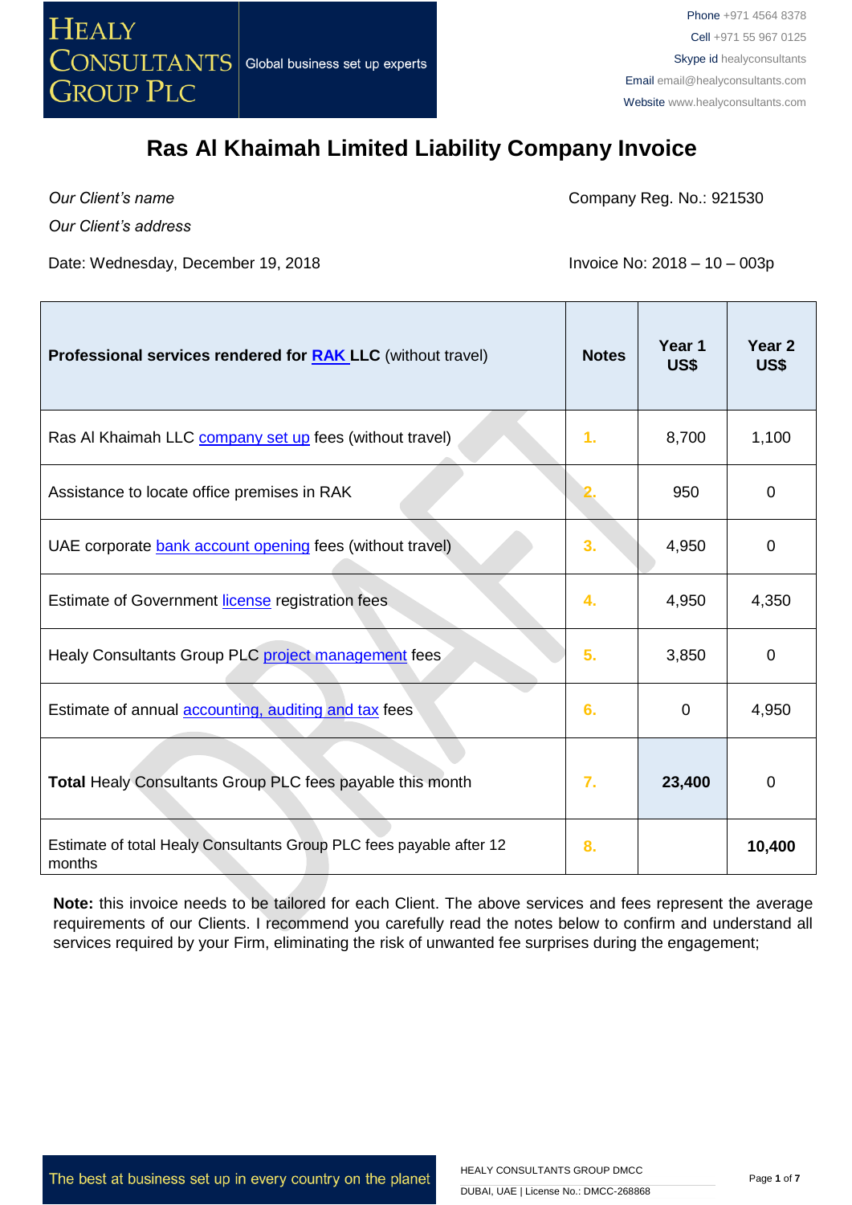# Ras Al Khaimah Limited Liability Company Invoice

*Our Client's name*

*Our Client's address*

Company Reg. No.: 921530

Date: Wednesday, December 19, 2018

Invoice No: 2018 – 10 – 003p

| Professional services rendered for RAK LLC (without travel) | Notes | Year 1 US$ | Year 2 US$ |
|---|---|---|---|
| Ras Al Khaimah LLC company set up fees (without travel) | 1. | 8,700 | 1,100 |
| Assistance to locate office premises in RAK | 2. | 950 | 0 |
| UAE corporate bank account opening fees (without travel) | 3. | 4,950 | 0 |
| Estimate of Government license registration fees | 4. | 4,950 | 4,350 |
| Healy Consultants Group PLC project management fees | 5. | 3,850 | 0 |
| Estimate of annual accounting, auditing and tax fees | 6. | 0 | 4,950 |
| **Total** Healy Consultants Group PLC fees payable this month | 7. | **23,400** | 0 |
| Estimate of total Healy Consultants Group PLC fees payable after 12 months | 8. | | **10,400** |

**Note:** this invoice needs to be tailored for each Client. The above services and fees represent the average requirements of our Clients. I recommend you carefully read the notes below to confirm and understand all services required by your Firm, eliminating the risk of unwanted fee surprises during the engagement;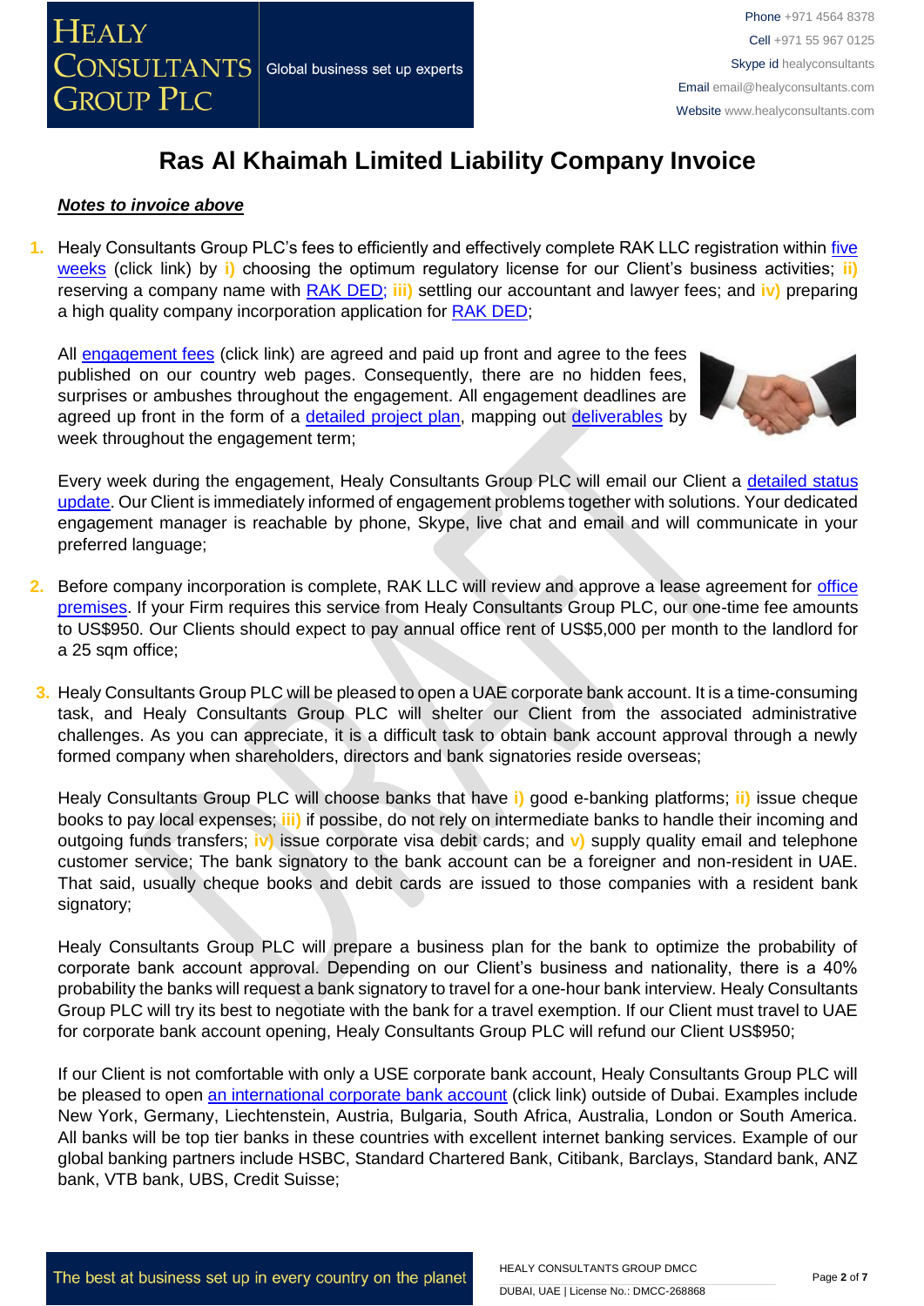# Ras Al Khaimah Limited Liability Company Invoice

***Notes to invoice above***

1. Healy Consultants Group PLC's fees to efficiently and effectively complete RAK LLC registration within five weeks (click link) by **i)** choosing the optimum regulatory license for our Client's business activities; **ii)** reserving a company name with RAK DED; **iii)** settling our accountant and lawyer fees; and **iv)** preparing a high quality company incorporation application for RAK DED;

   All engagement fees (click link) are agreed and paid up front and agree to the fees published on our country web pages. Consequently, there are no hidden fees, surprises or ambushes throughout the engagement. All engagement deadlines are agreed up front in the form of a detailed project plan, mapping out deliverables by week throughout the engagement term;

   Every week during the engagement, Healy Consultants Group PLC will email our Client a detailed status update. Our Client is immediately informed of engagement problems together with solutions. Your dedicated engagement manager is reachable by phone, Skype, live chat and email and will communicate in your preferred language;

2. Before company incorporation is complete, RAK LLC will review and approve a lease agreement for office premises. If your Firm requires this service from Healy Consultants Group PLC, our one-time fee amounts to US$950. Our Clients should expect to pay annual office rent of US$5,000 per month to the landlord for a 25 sqm office;

3. Healy Consultants Group PLC will be pleased to open a UAE corporate bank account. It is a time-consuming task, and Healy Consultants Group PLC will shelter our Client from the associated administrative challenges. As you can appreciate, it is a difficult task to obtain bank account approval through a newly formed company when shareholders, directors and bank signatories reside overseas;

   Healy Consultants Group PLC will choose banks that have **i)** good e-banking platforms; **ii)** issue cheque books to pay local expenses; **iii)** if possibe, do not rely on intermediate banks to handle their incoming and outgoing funds transfers; **iv)** issue corporate visa debit cards; and **v)** supply quality email and telephone customer service; The bank signatory to the bank account can be a foreigner and non-resident in UAE. That said, usually cheque books and debit cards are issued to those companies with a resident bank signatory;

   Healy Consultants Group PLC will prepare a business plan for the bank to optimize the probability of corporate bank account approval. Depending on our Client's business and nationality, there is a 40% probability the banks will request a bank signatory to travel for a one-hour bank interview. Healy Consultants Group PLC will try its best to negotiate with the bank for a travel exemption. If our Client must travel to UAE for corporate bank account opening, Healy Consultants Group PLC will refund our Client US$950;

   If our Client is not comfortable with only a USE corporate bank account, Healy Consultants Group PLC will be pleased to open an international corporate bank account (click link) outside of Dubai. Examples include New York, Germany, Liechtenstein, Austria, Bulgaria, South Africa, Australia, London or South America. All banks will be top tier banks in these countries with excellent internet banking services. Example of our global banking partners include HSBC, Standard Chartered Bank, Citibank, Barclays, Standard bank, ANZ bank, VTB bank, UBS, Credit Suisse;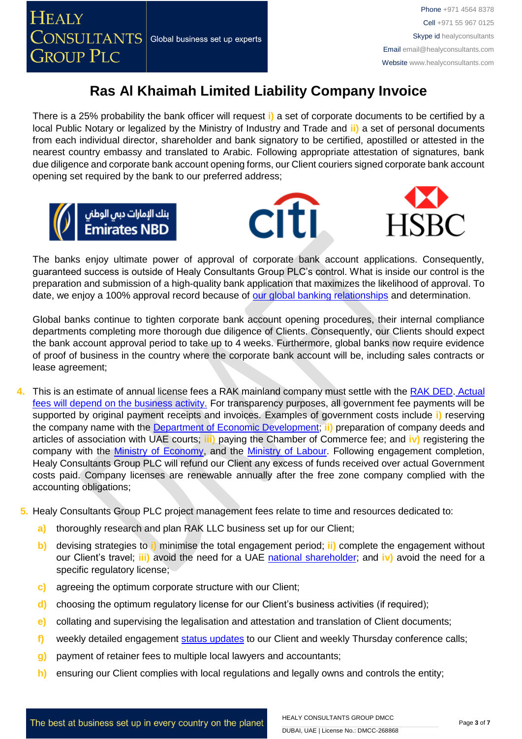# Ras Al Khaimah Limited Liability Company Invoice

There is a 25% probability the bank officer will request **i)** a set of corporate documents to be certified by a local Public Notary or legalized by the Ministry of Industry and Trade and **ii)** a set of personal documents from each individual director, shareholder and bank signatory to be certified, apostilled or attested in the nearest country embassy and translated to Arabic. Following appropriate attestation of signatures, bank due diligence and corporate bank account opening forms, our Client couriers signed corporate bank account opening set required by the bank to our preferred address;

The banks enjoy ultimate power of approval of corporate bank account applications. Consequently, guaranteed success is outside of Healy Consultants Group PLC's control. What is inside our control is the preparation and submission of a high-quality bank application that maximizes the likelihood of approval. To date, we enjoy a 100% approval record because of our global banking relationships and determination.

Global banks continue to tighten corporate bank account opening procedures, their internal compliance departments completing more thorough due diligence of Clients. Consequently, our Clients should expect the bank account approval period to take up to 4 weeks. Furthermore, global banks now require evidence of proof of business in the country where the corporate bank account will be, including sales contracts or lease agreement;

4. This is an estimate of annual license fees a RAK mainland company must settle with the RAK DED. Actual fees will depend on the business activity. For transparency purposes, all government fee payments will be supported by original payment receipts and invoices. Examples of government costs include **i)** reserving the company name with the Department of Economic Development; **ii)** preparation of company deeds and articles of association with UAE courts; **iii)** paying the Chamber of Commerce fee; and **iv)** registering the company with the Ministry of Economy, and the Ministry of Labour. Following engagement completion, Healy Consultants Group PLC will refund our Client any excess of funds received over actual Government costs paid. Company licenses are renewable annually after the free zone company complied with the accounting obligations;

5. Healy Consultants Group PLC project management fees relate to time and resources dedicated to:
   - **a)** thoroughly research and plan RAK LLC business set up for our Client;
   - **b)** devising strategies to **i)** minimise the total engagement period; **ii)** complete the engagement without our Client's travel; **iii)** avoid the need for a UAE national shareholder; and **iv)** avoid the need for a specific regulatory license;
   - **c)** agreeing the optimum corporate structure with our Client;
   - **d)** choosing the optimum regulatory license for our Client's business activities (if required);
   - **e)** collating and supervising the legalisation and attestation and translation of Client documents;
   - **f)** weekly detailed engagement status updates to our Client and weekly Thursday conference calls;
   - **g)** payment of retainer fees to multiple local lawyers and accountants;
   - **h)** ensuring our Client complies with local regulations and legally owns and controls the entity;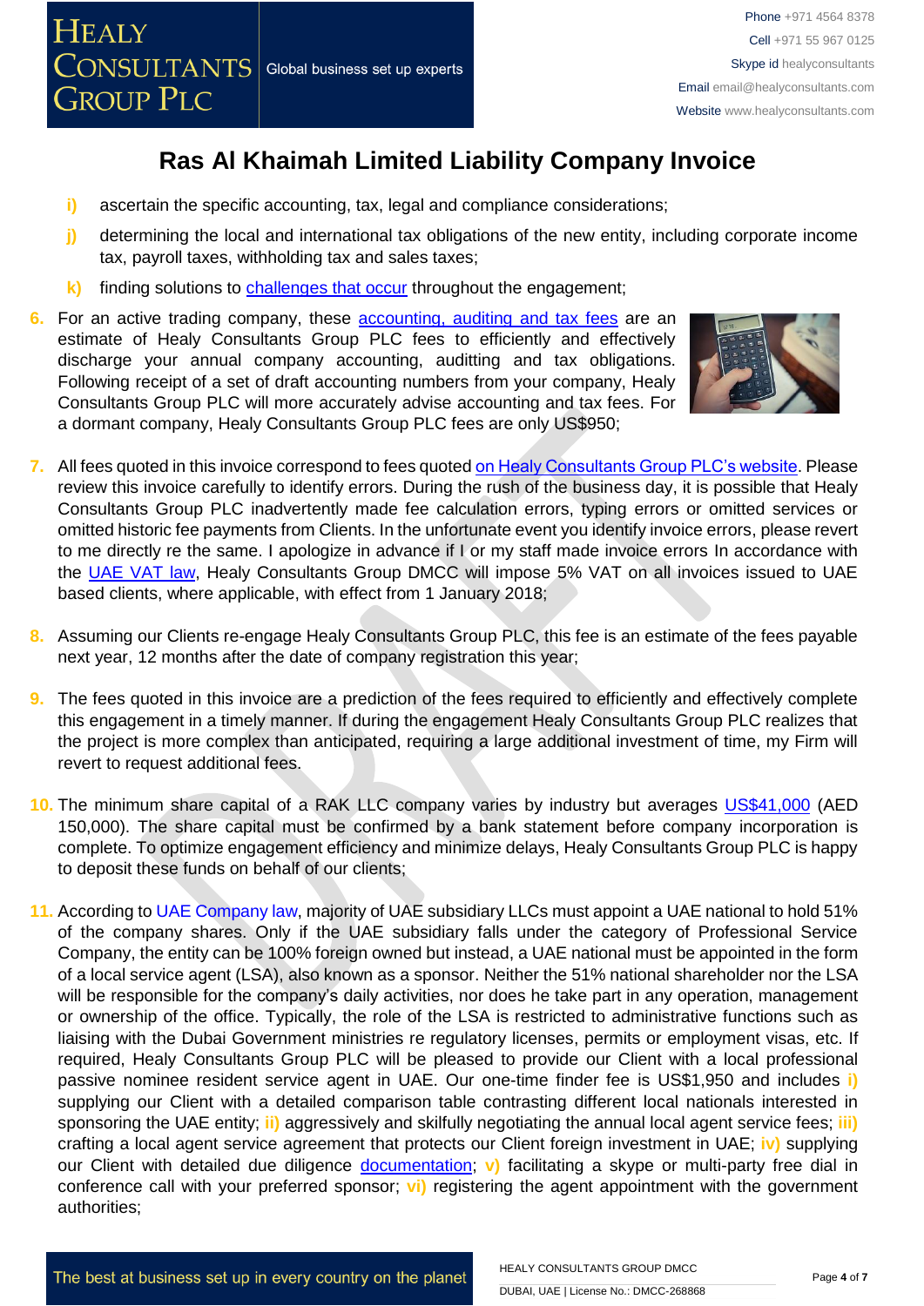# Ras Al Khaimah Limited Liability Company Invoice

- i) ascertain the specific accounting, tax, legal and compliance considerations;
- j) determining the local and international tax obligations of the new entity, including corporate income tax, payroll taxes, withholding tax and sales taxes;
- k) finding solutions to challenges that occur throughout the engagement;

6. For an active trading company, these accounting, auditing and tax fees are an estimate of Healy Consultants Group PLC fees to efficiently and effectively discharge your annual company accounting, auditting and tax obligations. Following receipt of a set of draft accounting numbers from your company, Healy Consultants Group PLC will more accurately advise accounting and tax fees. For a dormant company, Healy Consultants Group PLC fees are only US$950;

7. All fees quoted in this invoice correspond to fees quoted on Healy Consultants Group PLC's website. Please review this invoice carefully to identify errors. During the rush of the business day, it is possible that Healy Consultants Group PLC inadvertently made fee calculation errors, typing errors or omitted services or omitted historic fee payments from Clients. In the unfortunate event you identify invoice errors, please revert to me directly re the same. I apologize in advance if I or my staff made invoice errors In accordance with the UAE VAT law, Healy Consultants Group DMCC will impose 5% VAT on all invoices issued to UAE based clients, where applicable, with effect from 1 January 2018;

8. Assuming our Clients re-engage Healy Consultants Group PLC, this fee is an estimate of the fees payable next year, 12 months after the date of company registration this year;

9. The fees quoted in this invoice are a prediction of the fees required to efficiently and effectively complete this engagement in a timely manner. If during the engagement Healy Consultants Group PLC realizes that the project is more complex than anticipated, requiring a large additional investment of time, my Firm will revert to request additional fees.

10. The minimum share capital of a RAK LLC company varies by industry but averages US$41,000 (AED 150,000). The share capital must be confirmed by a bank statement before company incorporation is complete. To optimize engagement efficiency and minimize delays, Healy Consultants Group PLC is happy to deposit these funds on behalf of our clients;

11. According to UAE Company law, majority of UAE subsidiary LLCs must appoint a UAE national to hold 51% of the company shares. Only if the UAE subsidiary falls under the category of Professional Service Company, the entity can be 100% foreign owned but instead, a UAE national must be appointed in the form of a local service agent (LSA), also known as a sponsor. Neither the 51% national shareholder nor the LSA will be responsible for the company's daily activities, nor does he take part in any operation, management or ownership of the office. Typically, the role of the LSA is restricted to administrative functions such as liaising with the Dubai Government ministries re regulatory licenses, permits or employment visas, etc. If required, Healy Consultants Group PLC will be pleased to provide our Client with a local professional passive nominee resident service agent in UAE. Our one-time finder fee is US$1,950 and includes i) supplying our Client with a detailed comparison table contrasting different local nationals interested in sponsoring the UAE entity; ii) aggressively and skilfully negotiating the annual local agent service fees; iii) crafting a local agent service agreement that protects our Client foreign investment in UAE; iv) supplying our Client with detailed due diligence documentation; v) facilitating a skype or multi-party free dial in conference call with your preferred sponsor; vi) registering the agent appointment with the government authorities;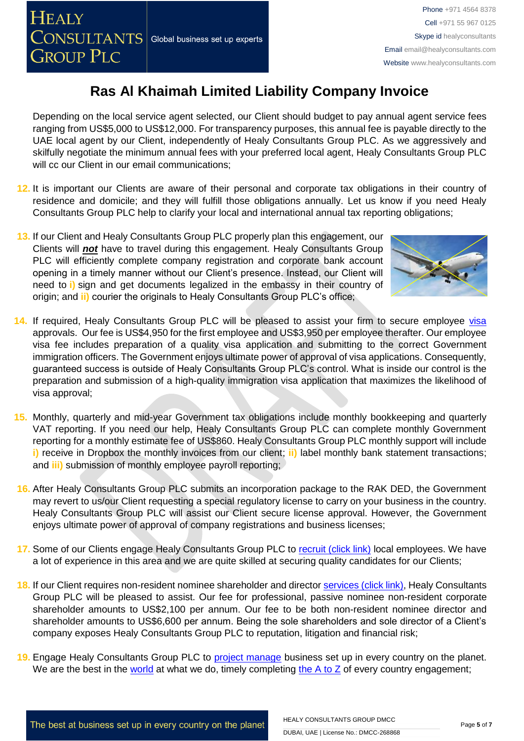# Ras Al Khaimah Limited Liability Company Invoice

Depending on the local service agent selected, our Client should budget to pay annual agent service fees ranging from US$5,000 to US$12,000. For transparency purposes, this annual fee is payable directly to the UAE local agent by our Client, independently of Healy Consultants Group PLC. As we aggressively and skilfully negotiate the minimum annual fees with your preferred local agent, Healy Consultants Group PLC will cc our Client in our email communications;

12. It is important our Clients are aware of their personal and corporate tax obligations in their country of residence and domicile; and they will fulfill those obligations annually. Let us know if you need Healy Consultants Group PLC help to clarify your local and international annual tax reporting obligations;

13. If our Client and Healy Consultants Group PLC properly plan this engagement, our Clients will ***not*** have to travel during this engagement. Healy Consultants Group PLC will efficiently complete company registration and corporate bank account opening in a timely manner without our Client's presence. Instead, our Client will need to i) sign and get documents legalized in the embassy in their country of origin; and ii) courier the originals to Healy Consultants Group PLC's office;

14. If required, Healy Consultants Group PLC will be pleased to assist your firm to secure employee visa approvals. Our fee is US$4,950 for the first employee and US$3,950 per employee therafter. Our employee visa fee includes preparation of a quality visa application and submitting to the correct Government immigration officers. The Government enjoys ultimate power of approval of visa applications. Consequently, guaranteed success is outside of Healy Consultants Group PLC's control. What is inside our control is the preparation and submission of a high-quality immigration visa application that maximizes the likelihood of visa approval;

15. Monthly, quarterly and mid-year Government tax obligations include monthly bookkeeping and quarterly VAT reporting. If you need our help, Healy Consultants Group PLC can complete monthly Government reporting for a monthly estimate fee of US$860. Healy Consultants Group PLC monthly support will include i) receive in Dropbox the monthly invoices from our client; ii) label monthly bank statement transactions; and iii) submission of monthly employee payroll reporting;

16. After Healy Consultants Group PLC submits an incorporation package to the RAK DED, the Government may revert to us/our Client requesting a special regulatory license to carry on your business in the country. Healy Consultants Group PLC will assist our Client secure license approval. However, the Government enjoys ultimate power of approval of company registrations and business licenses;

17. Some of our Clients engage Healy Consultants Group PLC to recruit (click link) local employees. We have a lot of experience in this area and we are quite skilled at securing quality candidates for our Clients;

18. If our Client requires non-resident nominee shareholder and director services (click link), Healy Consultants Group PLC will be pleased to assist. Our fee for professional, passive nominee non-resident corporate shareholder amounts to US$2,100 per annum. Our fee to be both non-resident nominee director and shareholder amounts to US$6,600 per annum. Being the sole shareholders and sole director of a Client's company exposes Healy Consultants Group PLC to reputation, litigation and financial risk;

19. Engage Healy Consultants Group PLC to project manage business set up in every country on the planet. We are the best in the world at what we do, timely completing the A to Z of every country engagement;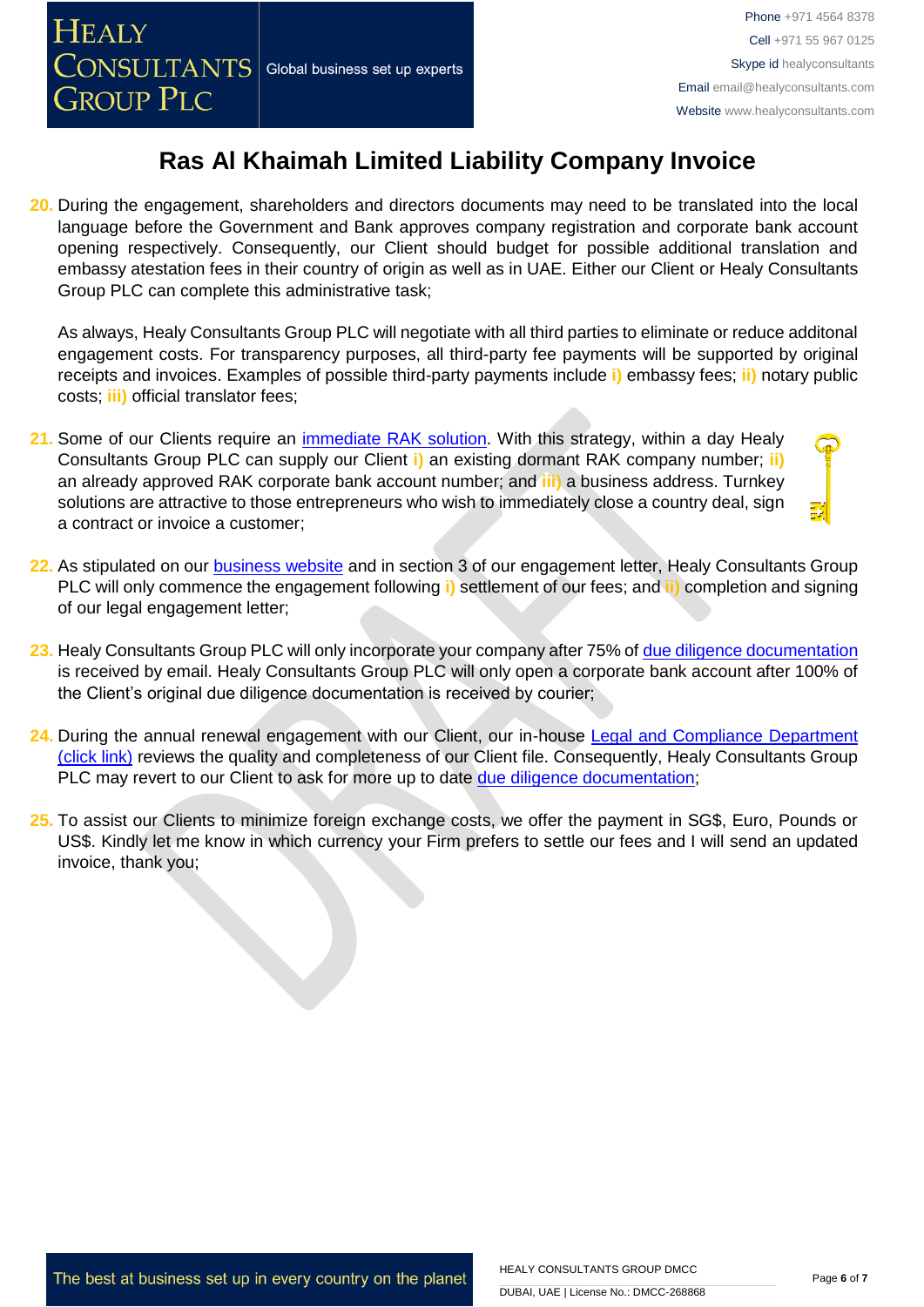# Ras Al Khaimah Limited Liability Company Invoice

20. During the engagement, shareholders and directors documents may need to be translated into the local language before the Government and Bank approves company registration and corporate bank account opening respectively. Consequently, our Client should budget for possible additional translation and embassy atestation fees in their country of origin as well as in UAE. Either our Client or Healy Consultants Group PLC can complete this administrative task;

    As always, Healy Consultants Group PLC will negotiate with all third parties to eliminate or reduce additonal engagement costs. For transparency purposes, all third-party fee payments will be supported by original receipts and invoices. Examples of possible third-party payments include **i)** embassy fees; **ii)** notary public costs; **iii)** official translator fees;

21. Some of our Clients require an [immediate RAK solution](). With this strategy, within a day Healy Consultants Group PLC can supply our Client **i)** an existing dormant RAK company number; **ii)** an already approved RAK corporate bank account number; and **iii)** a business address. Turnkey solutions are attractive to those entrepreneurs who wish to immediately close a country deal, sign a contract or invoice a customer;

22. As stipulated on our [business website]() and in section 3 of our engagement letter, Healy Consultants Group PLC will only commence the engagement following **i)** settlement of our fees; and **ii)** completion and signing of our legal engagement letter;

23. Healy Consultants Group PLC will only incorporate your company after 75% of [due diligence documentation]() is received by email. Healy Consultants Group PLC will only open a corporate bank account after 100% of the Client's original due diligence documentation is received by courier;

24. During the annual renewal engagement with our Client, our in-house [Legal and Compliance Department (click link)]() reviews the quality and completeness of our Client file. Consequently, Healy Consultants Group PLC may revert to our Client to ask for more up to date [due diligence documentation]();

25. To assist our Clients to minimize foreign exchange costs, we offer the payment in SG$, Euro, Pounds or US$. Kindly let me know in which currency your Firm prefers to settle our fees and I will send an updated invoice, thank you;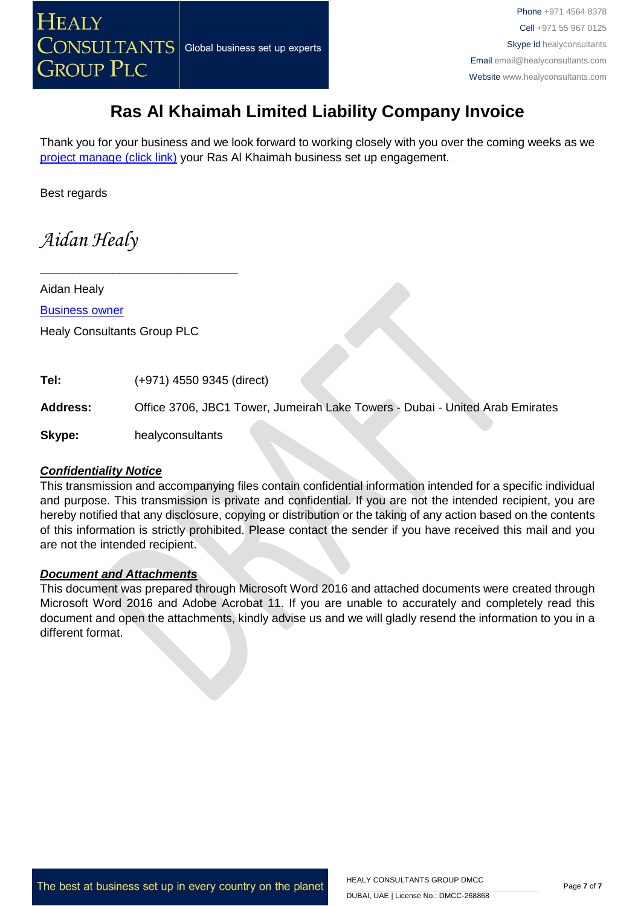# Ras Al Khaimah Limited Liability Company Invoice

Thank you for your business and we look forward to working closely with you over the coming weeks as we [project manage (click link)] your Ras Al Khaimah business set up engagement.

Best regards

*Aidan Healy*

______________________________

Aidan Healy

Business owner

Healy Consultants Group PLC

| | |
|---|---|
| **Tel:** | (+971) 4550 9345 (direct) |
| **Address:** | Office 3706, JBC1 Tower, Jumeirah Lake Towers - Dubai - United Arab Emirates |
| **Skype:** | healyconsultants |

***Confidentiality Notice***

This transmission and accompanying files contain confidential information intended for a specific individual and purpose. This transmission is private and confidential. If you are not the intended recipient, you are hereby notified that any disclosure, copying or distribution or the taking of any action based on the contents of this information is strictly prohibited. Please contact the sender if you have received this mail and you are not the intended recipient.

***Document and Attachments***

This document was prepared through Microsoft Word 2016 and attached documents were created through Microsoft Word 2016 and Adobe Acrobat 11. If you are unable to accurately and completely read this document and open the attachments, kindly advise us and we will gladly resend the information to you in a different format.